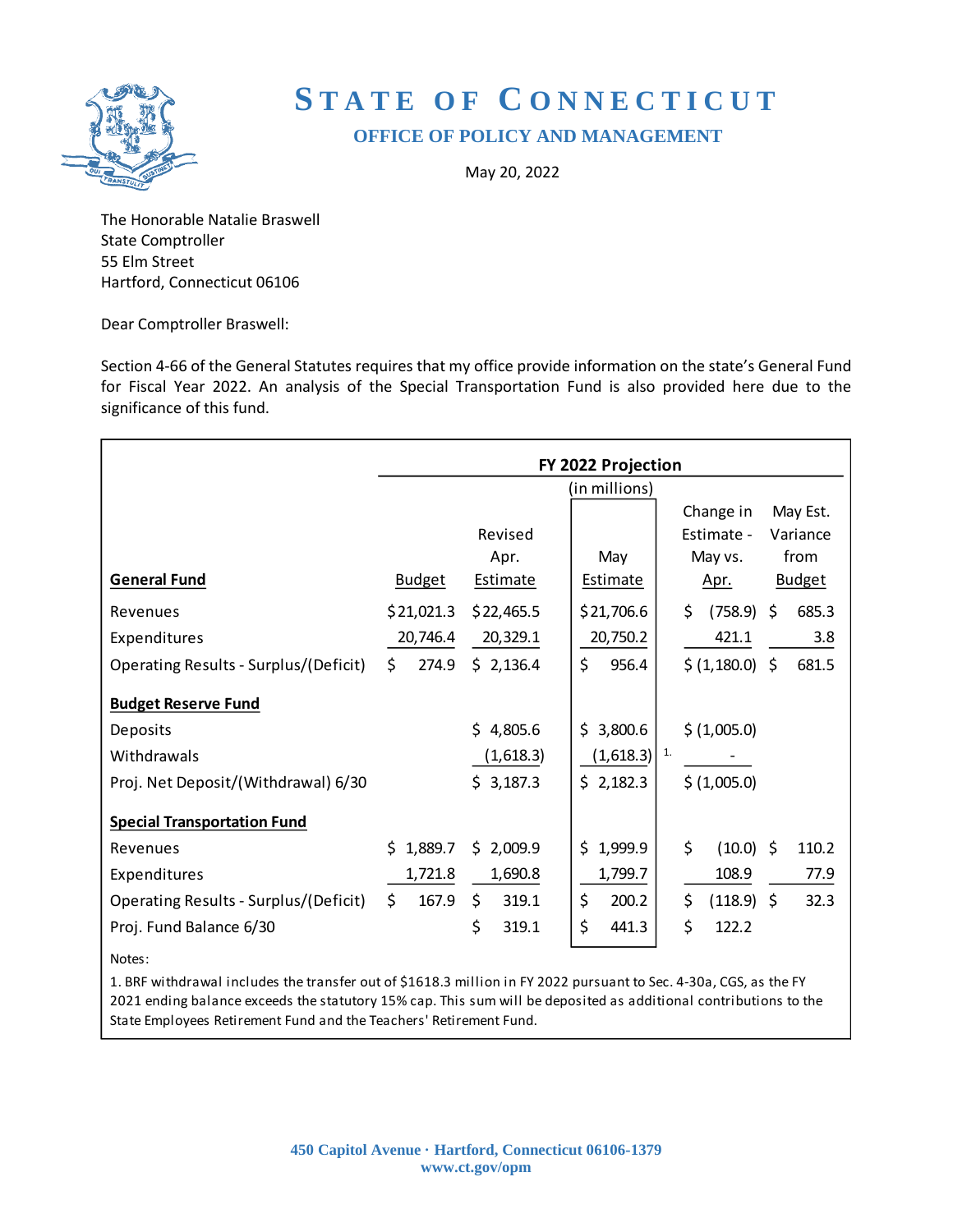# STATE OF CONNECTICUT

## OFFICE OF POLICY AND MANAGEMENT

May 20, 2022

The Honorable Natalie Braswell
State Comptroller
55 Elm Street
Hartford, Connecticut 06106

Dear Comptroller Braswell:

Section 4-66 of the General Statutes requires that my office provide information on the state's General Fund for Fiscal Year 2022. An analysis of the Special Transportation Fund is also provided here due to the significance of this fund.

| | FY 2022 Projection (in millions) | | | | |
|---|---|---|---|---|---|
| **General Fund** | Budget | Revised Apr. Estimate | May Estimate | Change in Estimate - May vs. Apr. | May Est. Variance from Budget |
| Revenues | $21,021.3 | $22,465.5 | $21,706.6 | $ (758.9) | $ 685.3 |
| Expenditures | 20,746.4 | 20,329.1 | 20,750.2 | 421.1 | 3.8 |
| Operating Results - Surplus/(Deficit) | $ 274.9 | $ 2,136.4 | $ 956.4 | $ (1,180.0) | $ 681.5 |
| **Budget Reserve Fund** | | | | | |
| Deposits | | $ 4,805.6 | $ 3,800.6 | $ (1,005.0) | |
| Withdrawals | | (1,618.3) | (1,618.3) [1] | - | |
| Proj. Net Deposit/(Withdrawal) 6/30 | | $ 3,187.3 | $ 2,182.3 | $ (1,005.0) | |
| **Special Transportation Fund** | | | | | |
| Revenues | $ 1,889.7 | $ 2,009.9 | $ 1,999.9 | $ (10.0) | $ 110.2 |
| Expenditures | 1,721.8 | 1,690.8 | 1,799.7 | 108.9 | 77.9 |
| Operating Results - Surplus/(Deficit) | $ 167.9 | $ 319.1 | $ 200.2 | $ (118.9) | $ 32.3 |
| Proj. Fund Balance 6/30 | | $ 319.1 | $ 441.3 | $ 122.2 | |

Notes:

1. BRF withdrawal includes the transfer out of $1618.3 million in FY 2022 pursuant to Sec. 4-30a, CGS, as the FY 2021 ending balance exceeds the statutory 15% cap. This sum will be deposited as additional contributions to the State Employees Retirement Fund and the Teachers' Retirement Fund.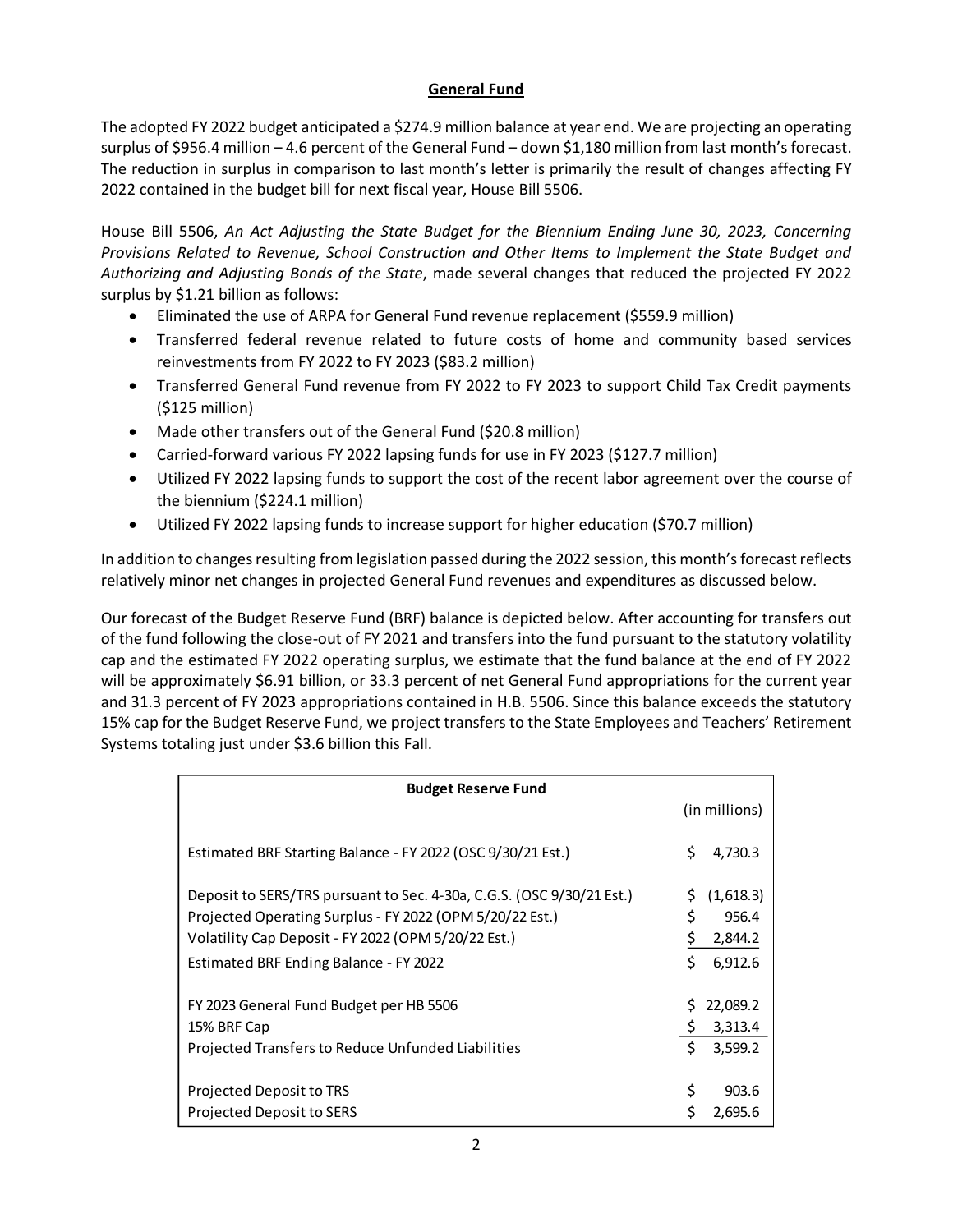## General Fund

The adopted FY 2022 budget anticipated a $274.9 million balance at year end. We are projecting an operating surplus of $956.4 million – 4.6 percent of the General Fund – down $1,180 million from last month's forecast. The reduction in surplus in comparison to last month's letter is primarily the result of changes affecting FY 2022 contained in the budget bill for next fiscal year, House Bill 5506.

House Bill 5506, *An Act Adjusting the State Budget for the Biennium Ending June 30, 2023, Concerning Provisions Related to Revenue, School Construction and Other Items to Implement the State Budget and Authorizing and Adjusting Bonds of the State*, made several changes that reduced the projected FY 2022 surplus by $1.21 billion as follows:

- Eliminated the use of ARPA for General Fund revenue replacement ($559.9 million)
- Transferred federal revenue related to future costs of home and community based services reinvestments from FY 2022 to FY 2023 ($83.2 million)
- Transferred General Fund revenue from FY 2022 to FY 2023 to support Child Tax Credit payments ($125 million)
- Made other transfers out of the General Fund ($20.8 million)
- Carried-forward various FY 2022 lapsing funds for use in FY 2023 ($127.7 million)
- Utilized FY 2022 lapsing funds to support the cost of the recent labor agreement over the course of the biennium ($224.1 million)
- Utilized FY 2022 lapsing funds to increase support for higher education ($70.7 million)

In addition to changes resulting from legislation passed during the 2022 session, this month's forecast reflects relatively minor net changes in projected General Fund revenues and expenditures as discussed below.

Our forecast of the Budget Reserve Fund (BRF) balance is depicted below. After accounting for transfers out of the fund following the close-out of FY 2021 and transfers into the fund pursuant to the statutory volatility cap and the estimated FY 2022 operating surplus, we estimate that the fund balance at the end of FY 2022 will be approximately $6.91 billion, or 33.3 percent of net General Fund appropriations for the current year and 31.3 percent of FY 2023 appropriations contained in H.B. 5506. Since this balance exceeds the statutory 15% cap for the Budget Reserve Fund, we project transfers to the State Employees and Teachers' Retirement Systems totaling just under $3.6 billion this Fall.

| Budget Reserve Fund | (in millions) |
|---|---|
| Estimated BRF Starting Balance - FY 2022 (OSC 9/30/21 Est.) | $ 4,730.3 |
| Deposit to SERS/TRS pursuant to Sec. 4-30a, C.G.S. (OSC 9/30/21 Est.) | $ (1,618.3) |
| Projected Operating Surplus - FY 2022 (OPM 5/20/22 Est.) | $ 956.4 |
| Volatility Cap Deposit - FY 2022 (OPM 5/20/22 Est.) | $ 2,844.2 |
| Estimated BRF Ending Balance - FY 2022 | $ 6,912.6 |
| FY 2023 General Fund Budget per HB 5506 | $ 22,089.2 |
| 15% BRF Cap | $ 3,313.4 |
| Projected Transfers to Reduce Unfunded Liabilities | $ 3,599.2 |
| Projected Deposit to TRS | $ 903.6 |
| Projected Deposit to SERS | $ 2,695.6 |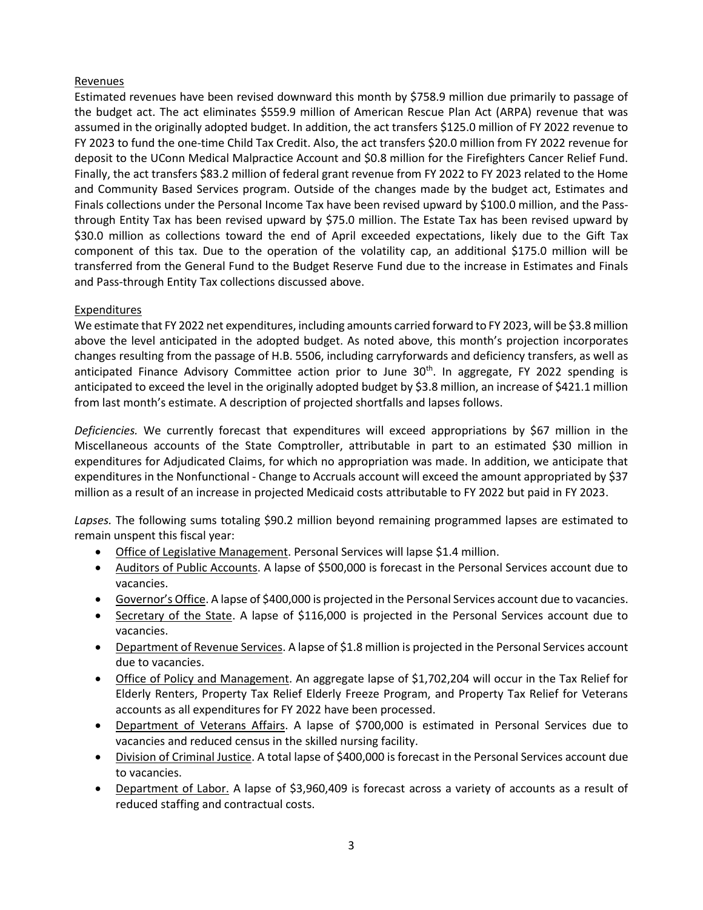Revenues

Estimated revenues have been revised downward this month by $758.9 million due primarily to passage of the budget act. The act eliminates $559.9 million of American Rescue Plan Act (ARPA) revenue that was assumed in the originally adopted budget. In addition, the act transfers $125.0 million of FY 2022 revenue to FY 2023 to fund the one-time Child Tax Credit. Also, the act transfers $20.0 million from FY 2022 revenue for deposit to the UConn Medical Malpractice Account and $0.8 million for the Firefighters Cancer Relief Fund. Finally, the act transfers $83.2 million of federal grant revenue from FY 2022 to FY 2023 related to the Home and Community Based Services program. Outside of the changes made by the budget act, Estimates and Finals collections under the Personal Income Tax have been revised upward by $100.0 million, and the Pass-through Entity Tax has been revised upward by $75.0 million. The Estate Tax has been revised upward by $30.0 million as collections toward the end of April exceeded expectations, likely due to the Gift Tax component of this tax. Due to the operation of the volatility cap, an additional $175.0 million will be transferred from the General Fund to the Budget Reserve Fund due to the increase in Estimates and Finals and Pass-through Entity Tax collections discussed above.

Expenditures

We estimate that FY 2022 net expenditures, including amounts carried forward to FY 2023, will be $3.8 million above the level anticipated in the adopted budget. As noted above, this month's projection incorporates changes resulting from the passage of H.B. 5506, including carryforwards and deficiency transfers, as well as anticipated Finance Advisory Committee action prior to June 30th. In aggregate, FY 2022 spending is anticipated to exceed the level in the originally adopted budget by $3.8 million, an increase of $421.1 million from last month's estimate. A description of projected shortfalls and lapses follows.

*Deficiencies.* We currently forecast that expenditures will exceed appropriations by $67 million in the Miscellaneous accounts of the State Comptroller, attributable in part to an estimated $30 million in expenditures for Adjudicated Claims, for which no appropriation was made. In addition, we anticipate that expenditures in the Nonfunctional - Change to Accruals account will exceed the amount appropriated by $37 million as a result of an increase in projected Medicaid costs attributable to FY 2022 but paid in FY 2023.

*Lapses.* The following sums totaling $90.2 million beyond remaining programmed lapses are estimated to remain unspent this fiscal year:

- Office of Legislative Management. Personal Services will lapse $1.4 million.
- Auditors of Public Accounts. A lapse of $500,000 is forecast in the Personal Services account due to vacancies.
- Governor's Office. A lapse of $400,000 is projected in the Personal Services account due to vacancies.
- Secretary of the State. A lapse of $116,000 is projected in the Personal Services account due to vacancies.
- Department of Revenue Services. A lapse of $1.8 million is projected in the Personal Services account due to vacancies.
- Office of Policy and Management. An aggregate lapse of $1,702,204 will occur in the Tax Relief for Elderly Renters, Property Tax Relief Elderly Freeze Program, and Property Tax Relief for Veterans accounts as all expenditures for FY 2022 have been processed.
- Department of Veterans Affairs. A lapse of $700,000 is estimated in Personal Services due to vacancies and reduced census in the skilled nursing facility.
- Division of Criminal Justice. A total lapse of $400,000 is forecast in the Personal Services account due to vacancies.
- Department of Labor. A lapse of $3,960,409 is forecast across a variety of accounts as a result of reduced staffing and contractual costs.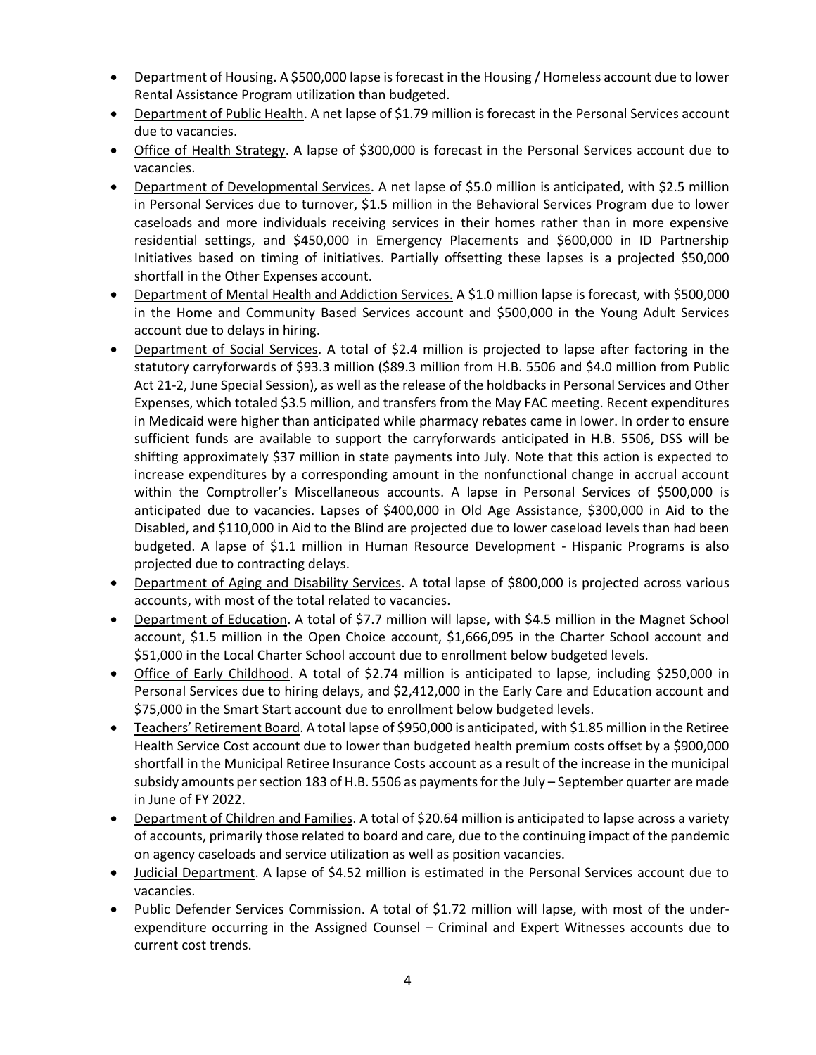- Department of Housing. A $500,000 lapse is forecast in the Housing / Homeless account due to lower Rental Assistance Program utilization than budgeted.
- Department of Public Health. A net lapse of $1.79 million is forecast in the Personal Services account due to vacancies.
- Office of Health Strategy. A lapse of $300,000 is forecast in the Personal Services account due to vacancies.
- Department of Developmental Services. A net lapse of $5.0 million is anticipated, with $2.5 million in Personal Services due to turnover, $1.5 million in the Behavioral Services Program due to lower caseloads and more individuals receiving services in their homes rather than in more expensive residential settings, and $450,000 in Emergency Placements and $600,000 in ID Partnership Initiatives based on timing of initiatives. Partially offsetting these lapses is a projected $50,000 shortfall in the Other Expenses account.
- Department of Mental Health and Addiction Services. A $1.0 million lapse is forecast, with $500,000 in the Home and Community Based Services account and $500,000 in the Young Adult Services account due to delays in hiring.
- Department of Social Services. A total of $2.4 million is projected to lapse after factoring in the statutory carryforwards of $93.3 million ($89.3 million from H.B. 5506 and $4.0 million from Public Act 21-2, June Special Session), as well as the release of the holdbacks in Personal Services and Other Expenses, which totaled $3.5 million, and transfers from the May FAC meeting. Recent expenditures in Medicaid were higher than anticipated while pharmacy rebates came in lower. In order to ensure sufficient funds are available to support the carryforwards anticipated in H.B. 5506, DSS will be shifting approximately $37 million in state payments into July. Note that this action is expected to increase expenditures by a corresponding amount in the nonfunctional change in accrual account within the Comptroller's Miscellaneous accounts. A lapse in Personal Services of $500,000 is anticipated due to vacancies. Lapses of $400,000 in Old Age Assistance, $300,000 in Aid to the Disabled, and $110,000 in Aid to the Blind are projected due to lower caseload levels than had been budgeted. A lapse of $1.1 million in Human Resource Development - Hispanic Programs is also projected due to contracting delays.
- Department of Aging and Disability Services. A total lapse of $800,000 is projected across various accounts, with most of the total related to vacancies.
- Department of Education. A total of $7.7 million will lapse, with $4.5 million in the Magnet School account, $1.5 million in the Open Choice account, $1,666,095 in the Charter School account and $51,000 in the Local Charter School account due to enrollment below budgeted levels.
- Office of Early Childhood. A total of $2.74 million is anticipated to lapse, including $250,000 in Personal Services due to hiring delays, and $2,412,000 in the Early Care and Education account and $75,000 in the Smart Start account due to enrollment below budgeted levels.
- Teachers' Retirement Board. A total lapse of $950,000 is anticipated, with $1.85 million in the Retiree Health Service Cost account due to lower than budgeted health premium costs offset by a $900,000 shortfall in the Municipal Retiree Insurance Costs account as a result of the increase in the municipal subsidy amounts per section 183 of H.B. 5506 as payments for the July – September quarter are made in June of FY 2022.
- Department of Children and Families. A total of $20.64 million is anticipated to lapse across a variety of accounts, primarily those related to board and care, due to the continuing impact of the pandemic on agency caseloads and service utilization as well as position vacancies.
- Judicial Department. A lapse of $4.52 million is estimated in the Personal Services account due to vacancies.
- Public Defender Services Commission. A total of $1.72 million will lapse, with most of the under-expenditure occurring in the Assigned Counsel – Criminal and Expert Witnesses accounts due to current cost trends.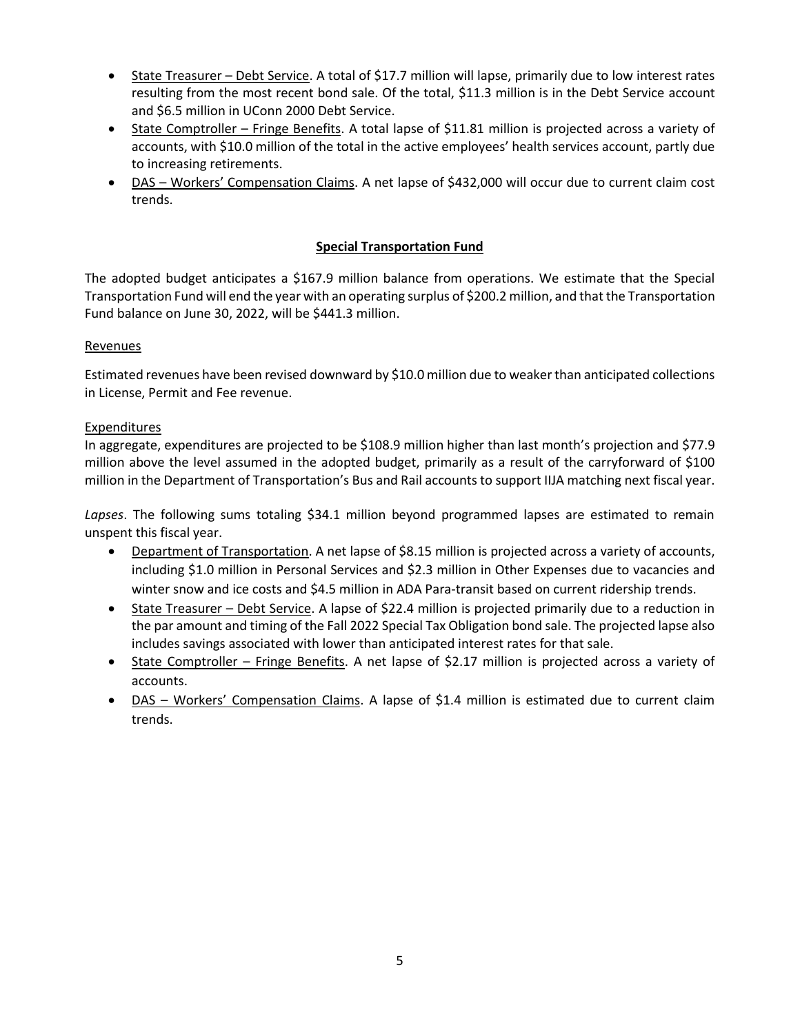- State Treasurer – Debt Service. A total of $17.7 million will lapse, primarily due to low interest rates resulting from the most recent bond sale. Of the total, $11.3 million is in the Debt Service account and $6.5 million in UConn 2000 Debt Service.
- State Comptroller – Fringe Benefits. A total lapse of $11.81 million is projected across a variety of accounts, with $10.0 million of the total in the active employees' health services account, partly due to increasing retirements.
- DAS – Workers' Compensation Claims. A net lapse of $432,000 will occur due to current claim cost trends.

## Special Transportation Fund

The adopted budget anticipates a $167.9 million balance from operations. We estimate that the Special Transportation Fund will end the year with an operating surplus of $200.2 million, and that the Transportation Fund balance on June 30, 2022, will be $441.3 million.

### Revenues

Estimated revenues have been revised downward by $10.0 million due to weaker than anticipated collections in License, Permit and Fee revenue.

### Expenditures

In aggregate, expenditures are projected to be $108.9 million higher than last month's projection and $77.9 million above the level assumed in the adopted budget, primarily as a result of the carryforward of $100 million in the Department of Transportation's Bus and Rail accounts to support IIJA matching next fiscal year.

*Lapses*. The following sums totaling $34.1 million beyond programmed lapses are estimated to remain unspent this fiscal year.

- Department of Transportation. A net lapse of $8.15 million is projected across a variety of accounts, including $1.0 million in Personal Services and $2.3 million in Other Expenses due to vacancies and winter snow and ice costs and $4.5 million in ADA Para-transit based on current ridership trends.
- State Treasurer – Debt Service. A lapse of $22.4 million is projected primarily due to a reduction in the par amount and timing of the Fall 2022 Special Tax Obligation bond sale. The projected lapse also includes savings associated with lower than anticipated interest rates for that sale.
- State Comptroller – Fringe Benefits. A net lapse of $2.17 million is projected across a variety of accounts.
- DAS – Workers' Compensation Claims. A lapse of $1.4 million is estimated due to current claim trends.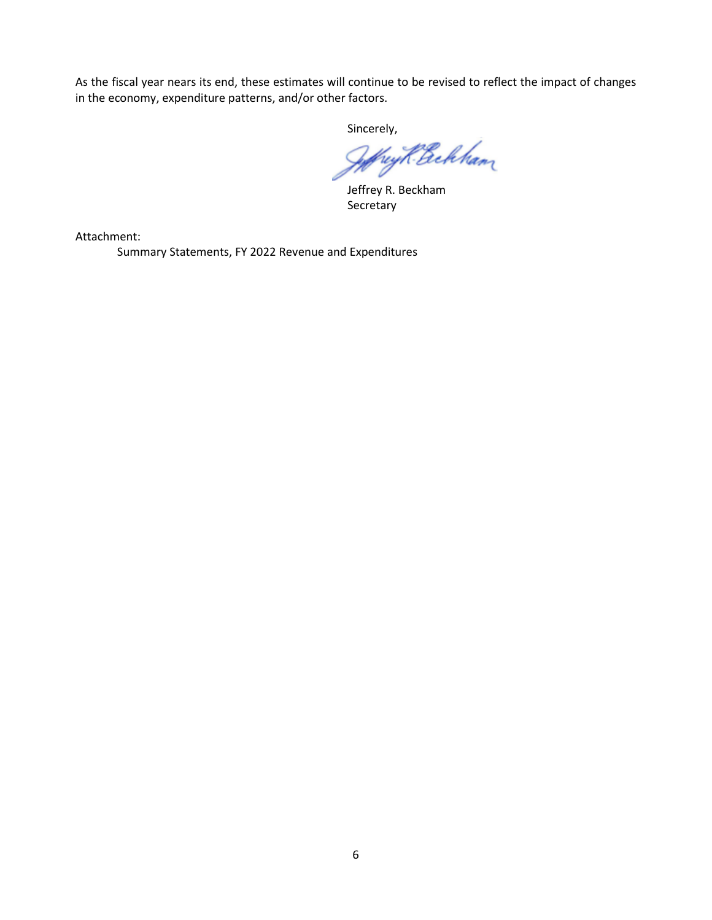As the fiscal year nears its end, these estimates will continue to be revised to reflect the impact of changes in the economy, expenditure patterns, and/or other factors.

Sincerely,

Jeffrey R. Beckham
Secretary

Attachment:

Summary Statements, FY 2022 Revenue and Expenditures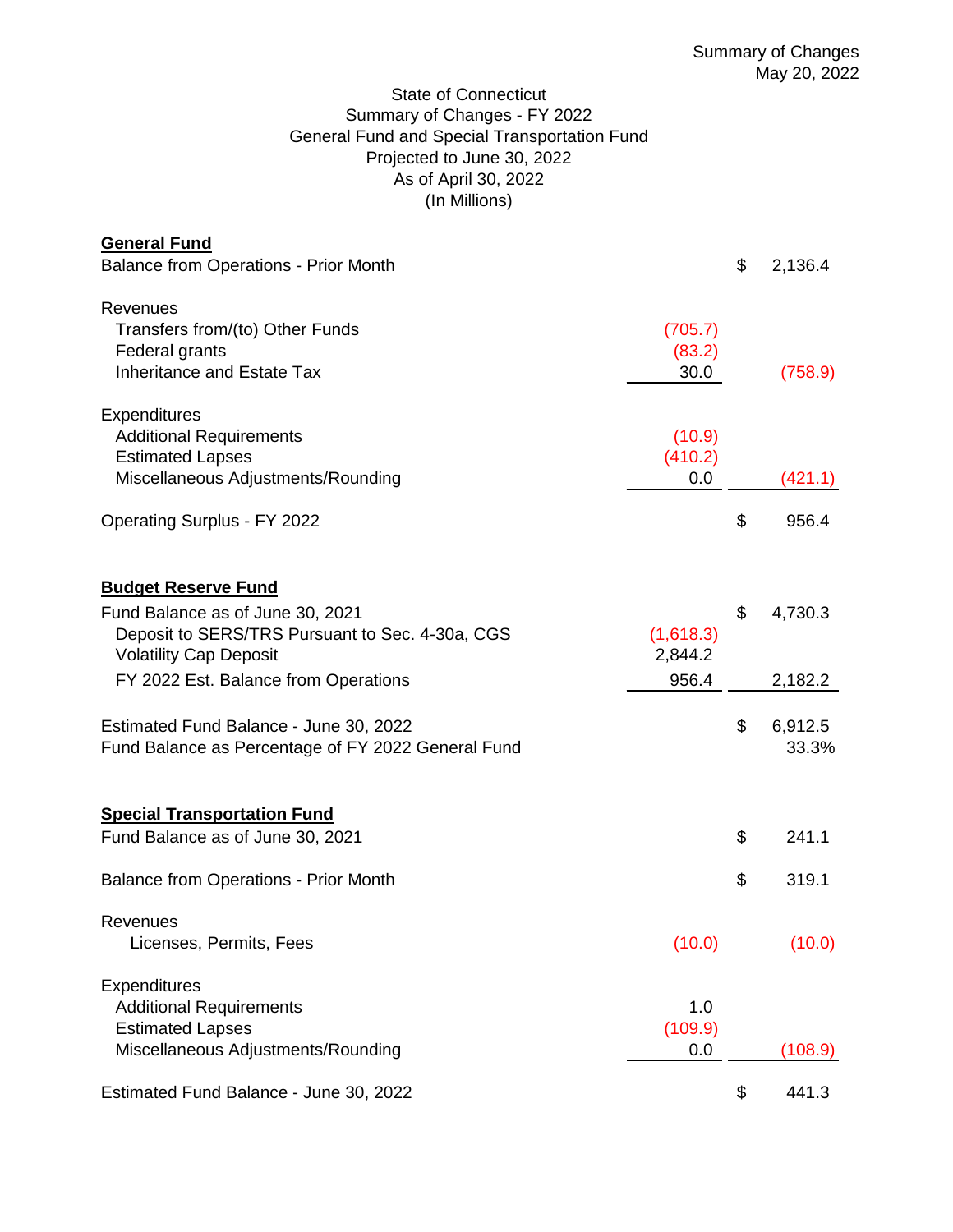Summary of Changes
May 20, 2022

State of Connecticut
Summary of Changes - FY 2022
General Fund and Special Transportation Fund
Projected to June 30, 2022
As of April 30, 2022
(In Millions)

| | | | |
|---|---|---|---|
| **General Fund** | | | |
| Balance from Operations - Prior Month | | $ | 2,136.4 |
| Revenues | | | |
| Transfers from/(to) Other Funds | (705.7) | | |
| Federal grants | (83.2) | | |
| Inheritance and Estate Tax | 30.0 | | (758.9) |
| Expenditures | | | |
| Additional Requirements | (10.9) | | |
| Estimated Lapses | (410.2) | | |
| Miscellaneous Adjustments/Rounding | 0.0 | | (421.1) |
| Operating Surplus - FY 2022 | | $ | 956.4 |
| **Budget Reserve Fund** | | | |
| Fund Balance as of June 30, 2021 | | $ | 4,730.3 |
| Deposit to SERS/TRS Pursuant to Sec. 4-30a, CGS | (1,618.3) | | |
| Volatility Cap Deposit | 2,844.2 | | |
| FY 2022 Est. Balance from Operations | 956.4 | | 2,182.2 |
| Estimated Fund Balance - June 30, 2022 | | $ | 6,912.5 |
| Fund Balance as Percentage of FY 2022 General Fund | | | 33.3% |
| **Special Transportation Fund** | | | |
| Fund Balance as of June 30, 2021 | | $ | 241.1 |
| Balance from Operations - Prior Month | | $ | 319.1 |
| Revenues | | | |
| Licenses, Permits, Fees | (10.0) | | (10.0) |
| Expenditures | | | |
| Additional Requirements | 1.0 | | |
| Estimated Lapses | (109.9) | | |
| Miscellaneous Adjustments/Rounding | 0.0 | | (108.9) |
| Estimated Fund Balance - June 30, 2022 | | $ | 441.3 |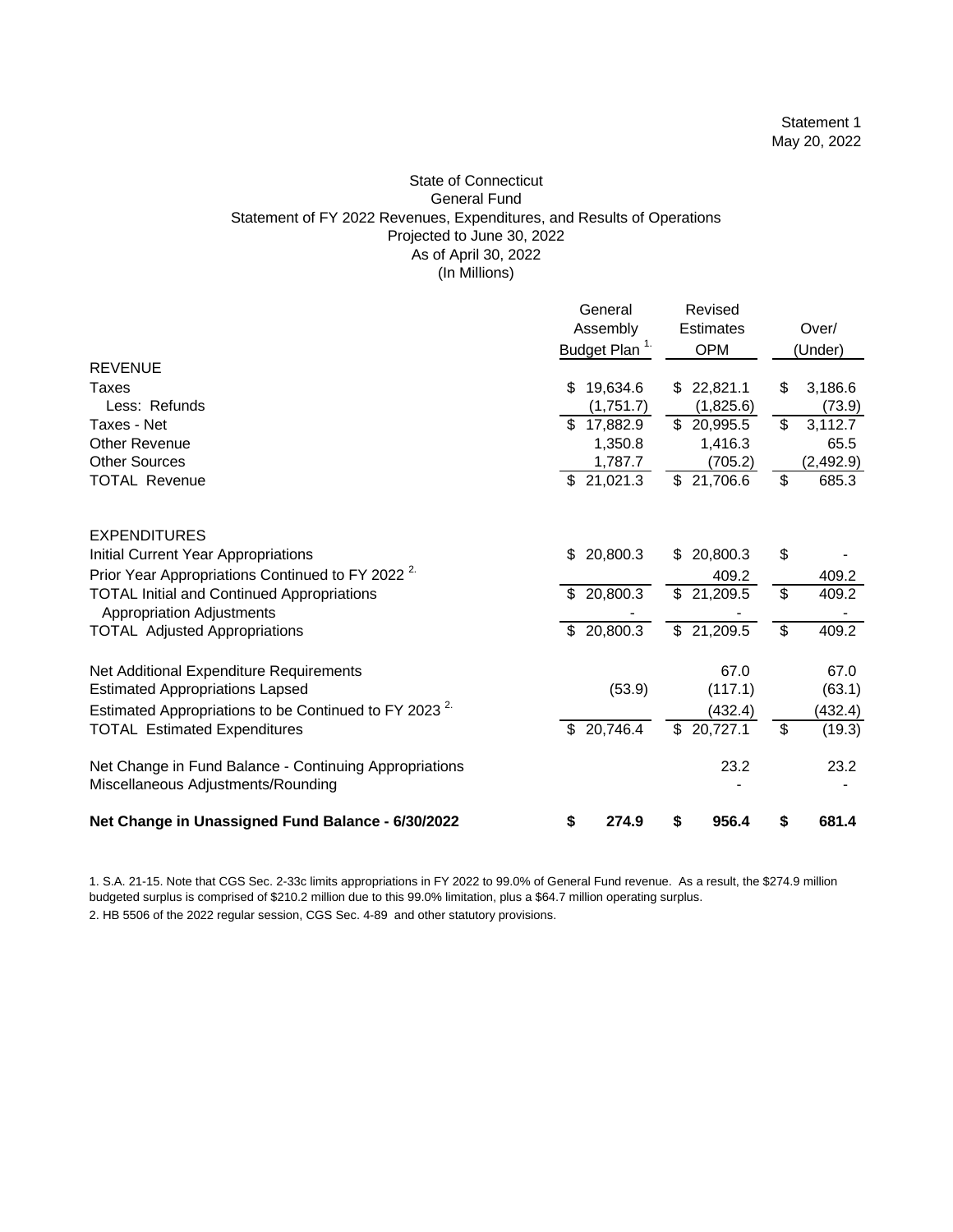Statement 1
May 20, 2022

# State of Connecticut
## General Fund
### Statement of FY 2022 Revenues, Expenditures, and Results of Operations
### Projected to June 30, 2022
### As of April 30, 2022
### (In Millions)

| | General Assembly Budget Plan [1.] | Revised Estimates OPM | Over/ (Under) |
|---|---|---|---|
| **REVENUE** | | | |
| Taxes | $ 19,634.6 | $ 22,821.1 | $ 3,186.6 |
| Less: Refunds | (1,751.7) | (1,825.6) | (73.9) |
| Taxes - Net | $ 17,882.9 | $ 20,995.5 | $ 3,112.7 |
| Other Revenue | 1,350.8 | 1,416.3 | 65.5 |
| Other Sources | 1,787.7 | (705.2) | (2,492.9) |
| TOTAL Revenue | $ 21,021.3 | $ 21,706.6 | $ 685.3 |
| | | | |
| **EXPENDITURES** | | | |
| Initial Current Year Appropriations | $ 20,800.3 | $ 20,800.3 | $ - |
| Prior Year Appropriations Continued to FY 2022 [2.] | | 409.2 | 409.2 |
| TOTAL Initial and Continued Appropriations | $ 20,800.3 | $ 21,209.5 | $ 409.2 |
| Appropriation Adjustments | - | - | - |
| TOTAL Adjusted Appropriations | $ 20,800.3 | $ 21,209.5 | $ 409.2 |
| | | | |
| Net Additional Expenditure Requirements | | 67.0 | 67.0 |
| Estimated Appropriations Lapsed | (53.9) | (117.1) | (63.1) |
| Estimated Appropriations to be Continued to FY 2023 [2.] | | (432.4) | (432.4) |
| TOTAL Estimated Expenditures | $ 20,746.4 | $ 20,727.1 | $ (19.3) |
| | | | |
| Net Change in Fund Balance - Continuing Appropriations | | 23.2 | 23.2 |
| Miscellaneous Adjustments/Rounding | | - | - |
| | | | |
| **Net Change in Unassigned Fund Balance - 6/30/2022** | **$ 274.9** | **$ 956.4** | **$ 681.4** |

1. S.A. 21-15. Note that CGS Sec. 2-33c limits appropriations in FY 2022 to 99.0% of General Fund revenue. As a result, the $274.9 million budgeted surplus is comprised of $210.2 million due to this 99.0% limitation, plus a $64.7 million operating surplus.

2. HB 5506 of the 2022 regular session, CGS Sec. 4-89 and other statutory provisions.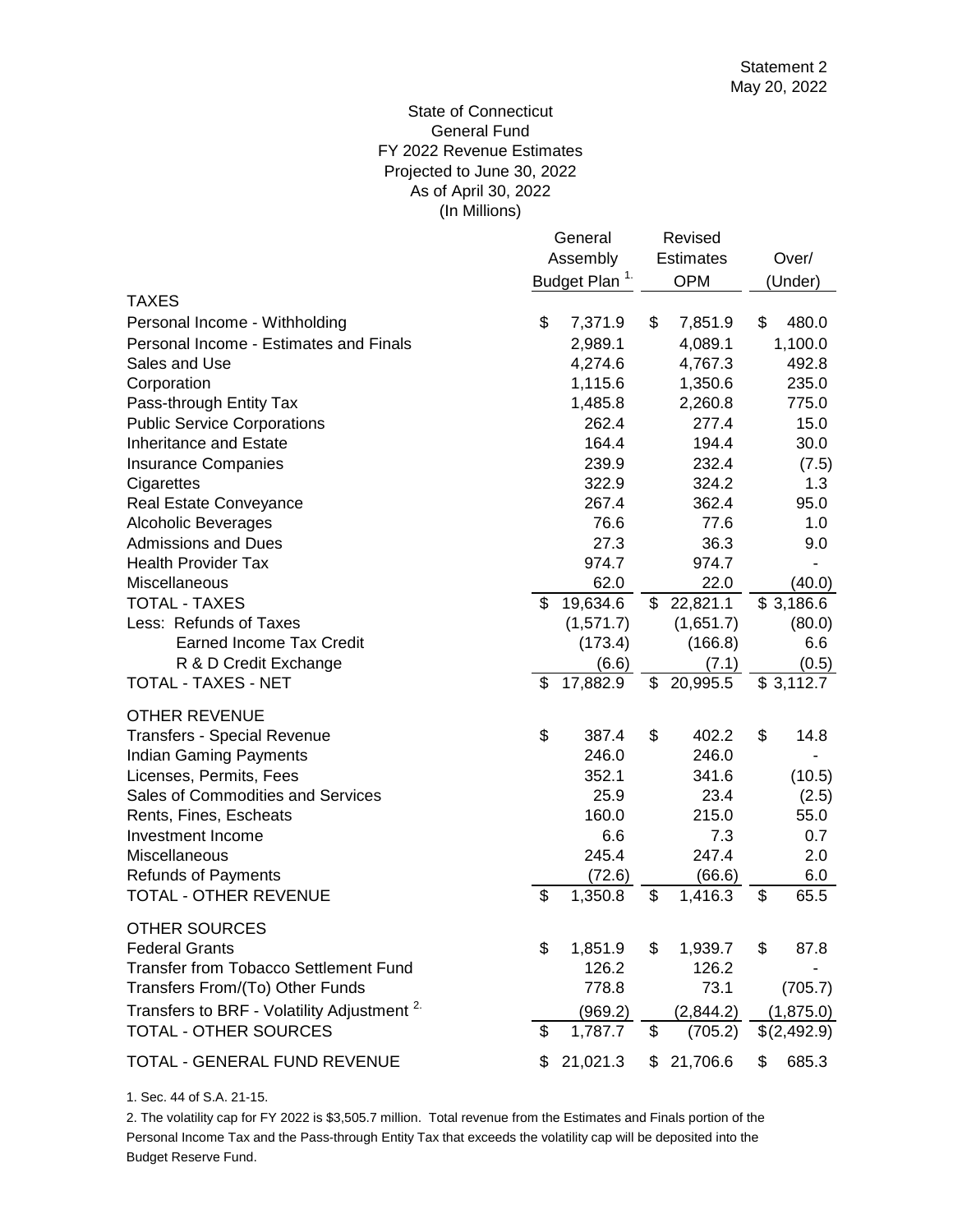Statement 2
May 20, 2022

# State of Connecticut
## General Fund
### FY 2022 Revenue Estimates
### Projected to June 30, 2022
### As of April 30, 2022
### (In Millions)

| | General Assembly Budget Plan [1.] | Revised Estimates OPM | Over/ (Under) |
|---|---|---|---|
| **TAXES** | | | |
| Personal Income - Withholding | $ 7,371.9 | $ 7,851.9 | $ 480.0 |
| Personal Income - Estimates and Finals | 2,989.1 | 4,089.1 | 1,100.0 |
| Sales and Use | 4,274.6 | 4,767.3 | 492.8 |
| Corporation | 1,115.6 | 1,350.6 | 235.0 |
| Pass-through Entity Tax | 1,485.8 | 2,260.8 | 775.0 |
| Public Service Corporations | 262.4 | 277.4 | 15.0 |
| Inheritance and Estate | 164.4 | 194.4 | 30.0 |
| Insurance Companies | 239.9 | 232.4 | (7.5) |
| Cigarettes | 322.9 | 324.2 | 1.3 |
| Real Estate Conveyance | 267.4 | 362.4 | 95.0 |
| Alcoholic Beverages | 76.6 | 77.6 | 1.0 |
| Admissions and Dues | 27.3 | 36.3 | 9.0 |
| Health Provider Tax | 974.7 | 974.7 | - |
| Miscellaneous | 62.0 | 22.0 | (40.0) |
| TOTAL - TAXES | $ 19,634.6 | $ 22,821.1 | $ 3,186.6 |
| Less: Refunds of Taxes | (1,571.7) | (1,651.7) | (80.0) |
| Earned Income Tax Credit | (173.4) | (166.8) | 6.6 |
| R & D Credit Exchange | (6.6) | (7.1) | (0.5) |
| TOTAL - TAXES - NET | $ 17,882.9 | $ 20,995.5 | $ 3,112.7 |
| **OTHER REVENUE** | | | |
| Transfers - Special Revenue | $ 387.4 | $ 402.2 | $ 14.8 |
| Indian Gaming Payments | 246.0 | 246.0 | - |
| Licenses, Permits, Fees | 352.1 | 341.6 | (10.5) |
| Sales of Commodities and Services | 25.9 | 23.4 | (2.5) |
| Rents, Fines, Escheats | 160.0 | 215.0 | 55.0 |
| Investment Income | 6.6 | 7.3 | 0.7 |
| Miscellaneous | 245.4 | 247.4 | 2.0 |
| Refunds of Payments | (72.6) | (66.6) | 6.0 |
| TOTAL - OTHER REVENUE | $ 1,350.8 | $ 1,416.3 | $ 65.5 |
| **OTHER SOURCES** | | | |
| Federal Grants | $ 1,851.9 | $ 1,939.7 | $ 87.8 |
| Transfer from Tobacco Settlement Fund | 126.2 | 126.2 | - |
| Transfers From/(To) Other Funds | 778.8 | 73.1 | (705.7) |
| Transfers to BRF - Volatility Adjustment [2.] | (969.2) | (2,844.2) | (1,875.0) |
| TOTAL - OTHER SOURCES | $ 1,787.7 | $ (705.2) | $ (2,492.9) |
| TOTAL - GENERAL FUND REVENUE | $ 21,021.3 | $ 21,706.6 | $ 685.3 |

1. Sec. 44 of S.A. 21-15.

2. The volatility cap for FY 2022 is $3,505.7 million. Total revenue from the Estimates and Finals portion of the Personal Income Tax and the Pass-through Entity Tax that exceeds the volatility cap will be deposited into the Budget Reserve Fund.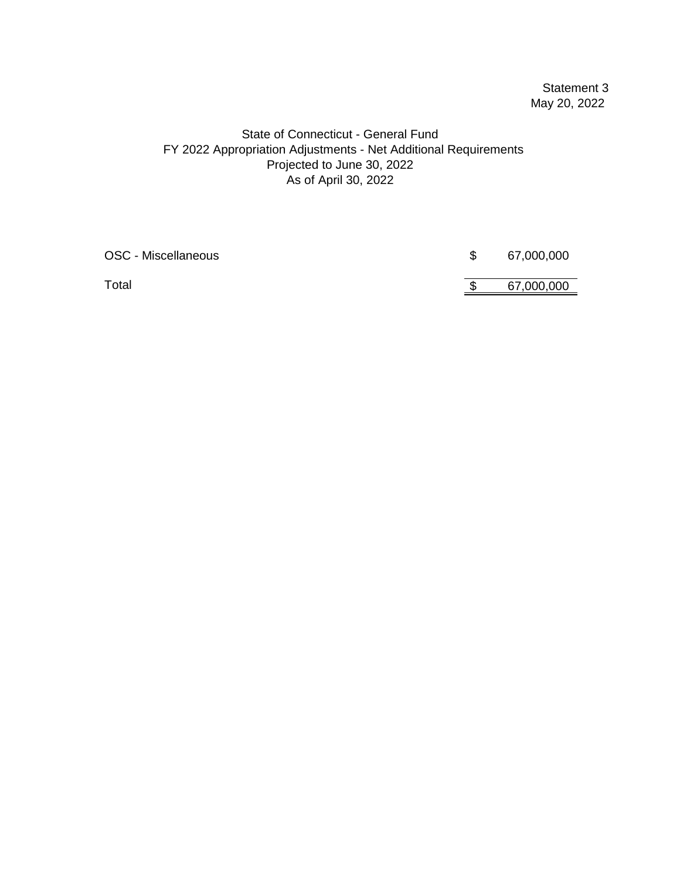Statement 3
May 20, 2022

# State of Connecticut - General Fund
## FY 2022 Appropriation Adjustments - Net Additional Requirements
### Projected to June 30, 2022
### As of April 30, 2022

| | | |
|---|---|---|
| OSC - Miscellaneous | $ | 67,000,000 |
| Total | $ | 67,000,000 |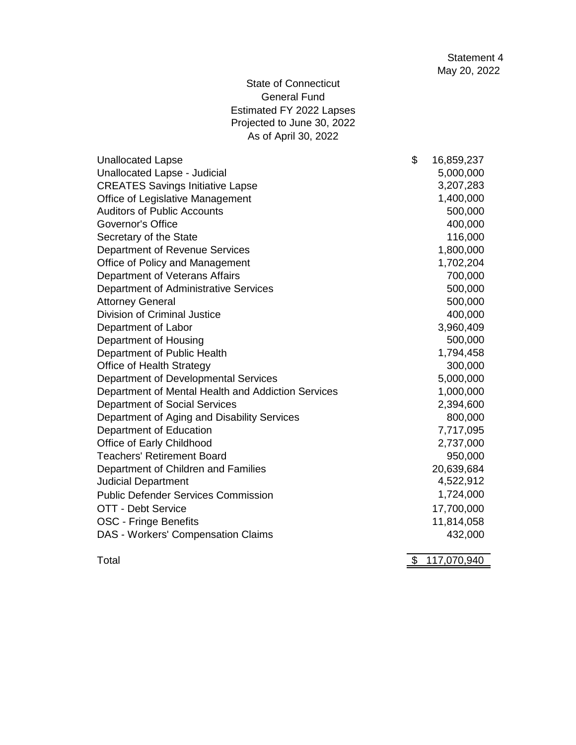Statement 4
May 20, 2022

State of Connecticut
General Fund
Estimated FY 2022 Lapses
Projected to June 30, 2022
As of April 30, 2022

| | |
|---|---|
| Unallocated Lapse | $ 16,859,237 |
| Unallocated Lapse - Judicial | 5,000,000 |
| CREATES Savings Initiative Lapse | 3,207,283 |
| Office of Legislative Management | 1,400,000 |
| Auditors of Public Accounts | 500,000 |
| Governor's Office | 400,000 |
| Secretary of the State | 116,000 |
| Department of Revenue Services | 1,800,000 |
| Office of Policy and Management | 1,702,204 |
| Department of Veterans Affairs | 700,000 |
| Department of Administrative Services | 500,000 |
| Attorney General | 500,000 |
| Division of Criminal Justice | 400,000 |
| Department of Labor | 3,960,409 |
| Department of Housing | 500,000 |
| Department of Public Health | 1,794,458 |
| Office of Health Strategy | 300,000 |
| Department of Developmental Services | 5,000,000 |
| Department of Mental Health and Addiction Services | 1,000,000 |
| Department of Social Services | 2,394,600 |
| Department of Aging and Disability Services | 800,000 |
| Department of Education | 7,717,095 |
| Office of Early Childhood | 2,737,000 |
| Teachers' Retirement Board | 950,000 |
| Department of Children and Families | 20,639,684 |
| Judicial Department | 4,522,912 |
| Public Defender Services Commission | 1,724,000 |
| OTT - Debt Service | 17,700,000 |
| OSC - Fringe Benefits | 11,814,058 |
| DAS - Workers' Compensation Claims | 432,000 |
| Total | $ 117,070,940 |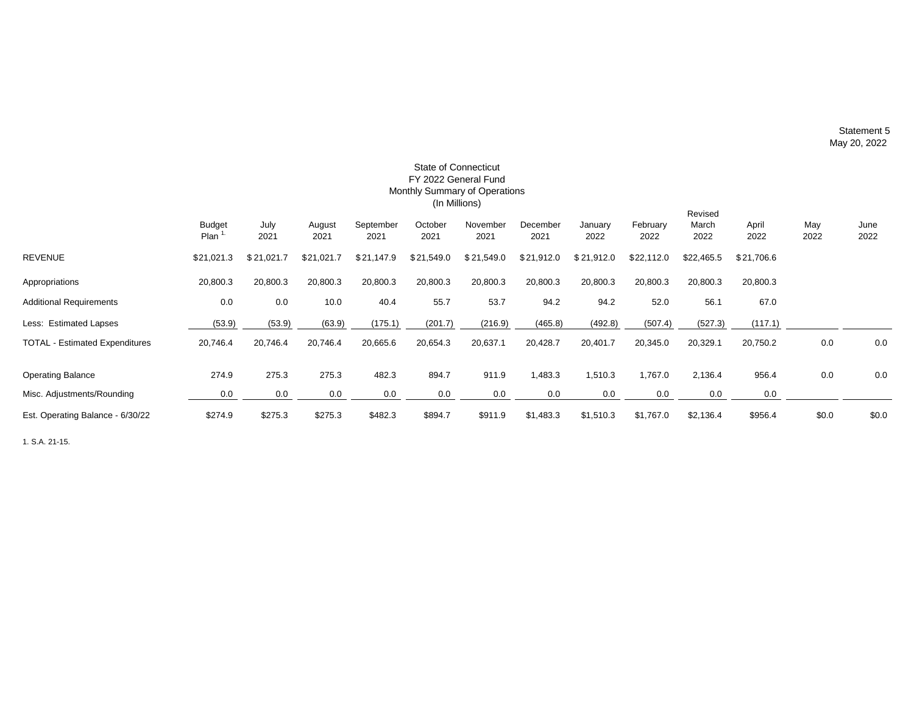Statement 5
May 20, 2022

# State of Connecticut
## FY 2022 General Fund
## Monthly Summary of Operations
## (In Millions)

| | Budget Plan [1] | July 2021 | August 2021 | September 2021 | October 2021 | November 2021 | December 2021 | January 2022 | February 2022 | Revised March 2022 | April 2022 | May 2022 | June 2022 |
|---|---|---|---|---|---|---|---|---|---|---|---|---|---|
| REVENUE | $21,021.3 | $ 21,021.7 | $21,021.7 | $ 21,147.9 | $ 21,549.0 | $ 21,549.0 | $ 21,912.0 | $ 21,912.0 | $22,112.0 | $22,465.5 | $ 21,706.6 | | |
| Appropriations | 20,800.3 | 20,800.3 | 20,800.3 | 20,800.3 | 20,800.3 | 20,800.3 | 20,800.3 | 20,800.3 | 20,800.3 | 20,800.3 | 20,800.3 | | |
| Additional Requirements | 0.0 | 0.0 | 10.0 | 40.4 | 55.7 | 53.7 | 94.2 | 94.2 | 52.0 | 56.1 | 67.0 | | |
| Less: Estimated Lapses | (53.9) | (53.9) | (63.9) | (175.1) | (201.7) | (216.9) | (465.8) | (492.8) | (507.4) | (527.3) | (117.1) | | |
| TOTAL - Estimated Expenditures | 20,746.4 | 20,746.4 | 20,746.4 | 20,665.6 | 20,654.3 | 20,637.1 | 20,428.7 | 20,401.7 | 20,345.0 | 20,329.1 | 20,750.2 | 0.0 | 0.0 |
| Operating Balance | 274.9 | 275.3 | 275.3 | 482.3 | 894.7 | 911.9 | 1,483.3 | 1,510.3 | 1,767.0 | 2,136.4 | 956.4 | 0.0 | 0.0 |
| Misc. Adjustments/Rounding | 0.0 | 0.0 | 0.0 | 0.0 | 0.0 | 0.0 | 0.0 | 0.0 | 0.0 | 0.0 | 0.0 | | |
| Est. Operating Balance - 6/30/22 | $274.9 | $275.3 | $275.3 | $482.3 | $894.7 | $911.9 | $1,483.3 | $1,510.3 | $1,767.0 | $2,136.4 | $956.4 | $0.0 | $0.0 |

1. S.A. 21-15.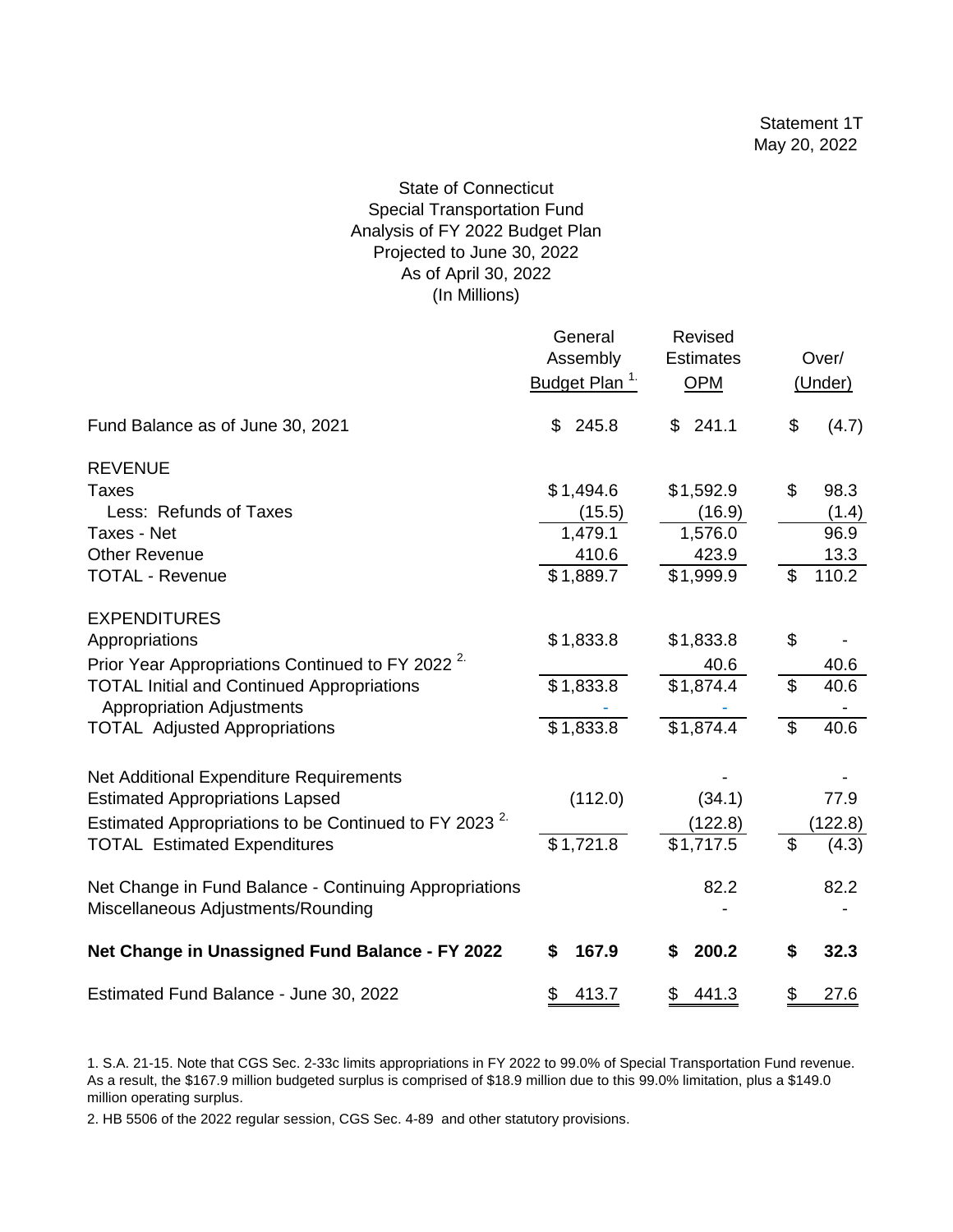Statement 1T
May 20, 2022

State of Connecticut
Special Transportation Fund
Analysis of FY 2022 Budget Plan
Projected to June 30, 2022
As of April 30, 2022
(In Millions)

| | General Assembly Budget Plan [1] | Revised Estimates OPM | Over/ (Under) |
|---|---|---|---|
| Fund Balance as of June 30, 2021 | $ 245.8 | $ 241.1 | $ (4.7) |
| **REVENUE** | | | |
| Taxes | $1,494.6 | $1,592.9 | $ 98.3 |
| Less: Refunds of Taxes | (15.5) | (16.9) | (1.4) |
| Taxes - Net | 1,479.1 | 1,576.0 | 96.9 |
| Other Revenue | 410.6 | 423.9 | 13.3 |
| TOTAL - Revenue | $1,889.7 | $1,999.9 | $ 110.2 |
| **EXPENDITURES** | | | |
| Appropriations | $1,833.8 | $1,833.8 | $ - |
| Prior Year Appropriations Continued to FY 2022 [2] | | 40.6 | 40.6 |
| TOTAL Initial and Continued Appropriations | $1,833.8 | $1,874.4 | $ 40.6 |
| Appropriation Adjustments | - | - | - |
| TOTAL Adjusted Appropriations | $1,833.8 | $1,874.4 | $ 40.6 |
| Net Additional Expenditure Requirements | | - | - |
| Estimated Appropriations Lapsed | (112.0) | (34.1) | 77.9 |
| Estimated Appropriations to be Continued to FY 2023 [2] | | (122.8) | (122.8) |
| TOTAL Estimated Expenditures | $1,721.8 | $1,717.5 | $ (4.3) |
| Net Change in Fund Balance - Continuing Appropriations | | 82.2 | 82.2 |
| Miscellaneous Adjustments/Rounding | | - | - |
| **Net Change in Unassigned Fund Balance - FY 2022** | **$ 167.9** | **$ 200.2** | **$ 32.3** |
| Estimated Fund Balance - June 30, 2022 | $ 413.7 | $ 441.3 | $ 27.6 |

1. S.A. 21-15. Note that CGS Sec. 2-33c limits appropriations in FY 2022 to 99.0% of Special Transportation Fund revenue. As a result, the $167.9 million budgeted surplus is comprised of $18.9 million due to this 99.0% limitation, plus a $149.0 million operating surplus.

2. HB 5506 of the 2022 regular session, CGS Sec. 4-89 and other statutory provisions.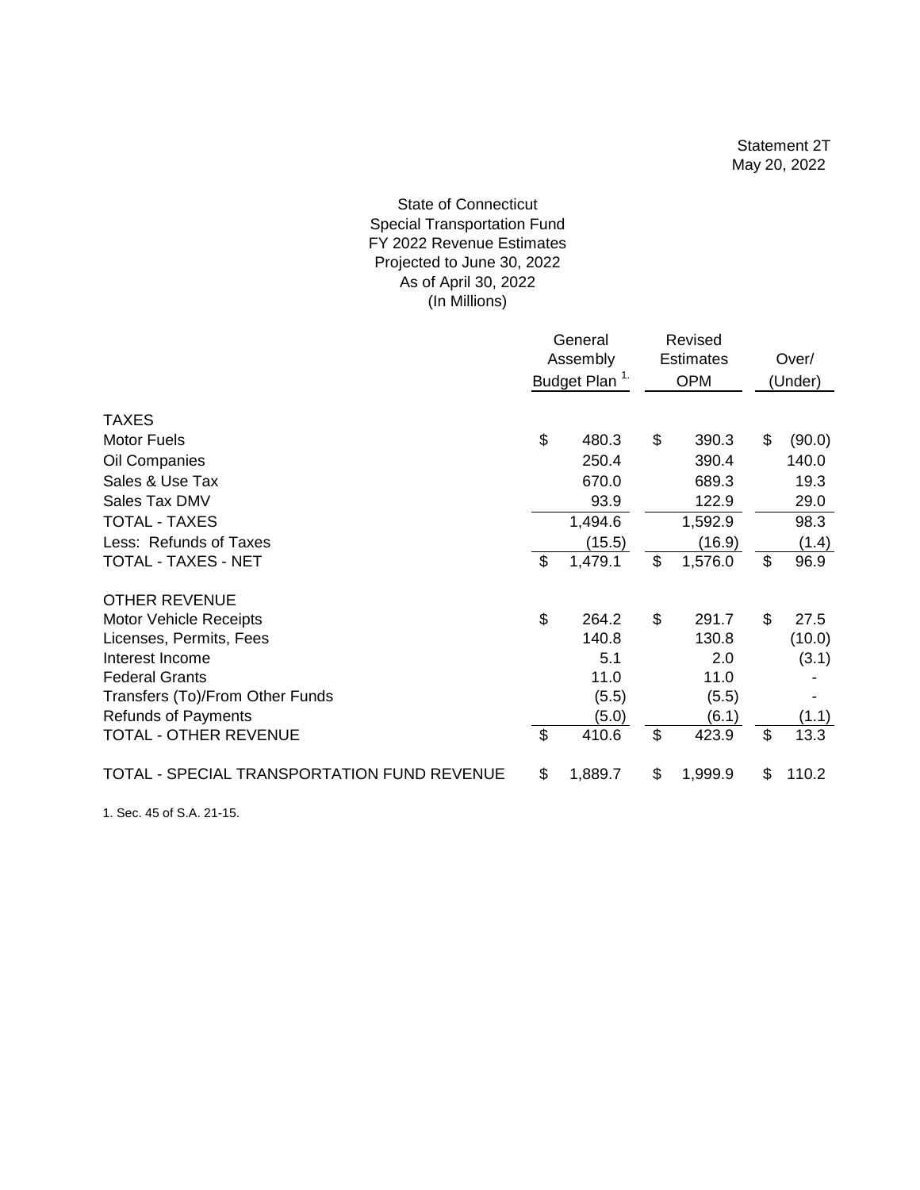Statement 2T
May 20, 2022

# State of Connecticut
## Special Transportation Fund
## FY 2022 Revenue Estimates
## Projected to June 30, 2022
## As of April 30, 2022
## (In Millions)

| | General Assembly Budget Plan [1] | Revised Estimates OPM | Over/ (Under) |
|---|---|---|---|
| **TAXES** | | | |
| Motor Fuels | $ 480.3 | $ 390.3 | $ (90.0) |
| Oil Companies | 250.4 | 390.4 | 140.0 |
| Sales & Use Tax | 670.0 | 689.3 | 19.3 |
| Sales Tax DMV | 93.9 | 122.9 | 29.0 |
| TOTAL - TAXES | 1,494.6 | 1,592.9 | 98.3 |
| Less: Refunds of Taxes | (15.5) | (16.9) | (1.4) |
| TOTAL - TAXES - NET | $ 1,479.1 | $ 1,576.0 | $ 96.9 |
| **OTHER REVENUE** | | | |
| Motor Vehicle Receipts | $ 264.2 | $ 291.7 | $ 27.5 |
| Licenses, Permits, Fees | 140.8 | 130.8 | (10.0) |
| Interest Income | 5.1 | 2.0 | (3.1) |
| Federal Grants | 11.0 | 11.0 | - |
| Transfers (To)/From Other Funds | (5.5) | (5.5) | - |
| Refunds of Payments | (5.0) | (6.1) | (1.1) |
| TOTAL - OTHER REVENUE | $ 410.6 | $ 423.9 | $ 13.3 |
| TOTAL - SPECIAL TRANSPORTATION FUND REVENUE | $ 1,889.7 | $ 1,999.9 | $ 110.2 |

1. Sec. 45 of S.A. 21-15.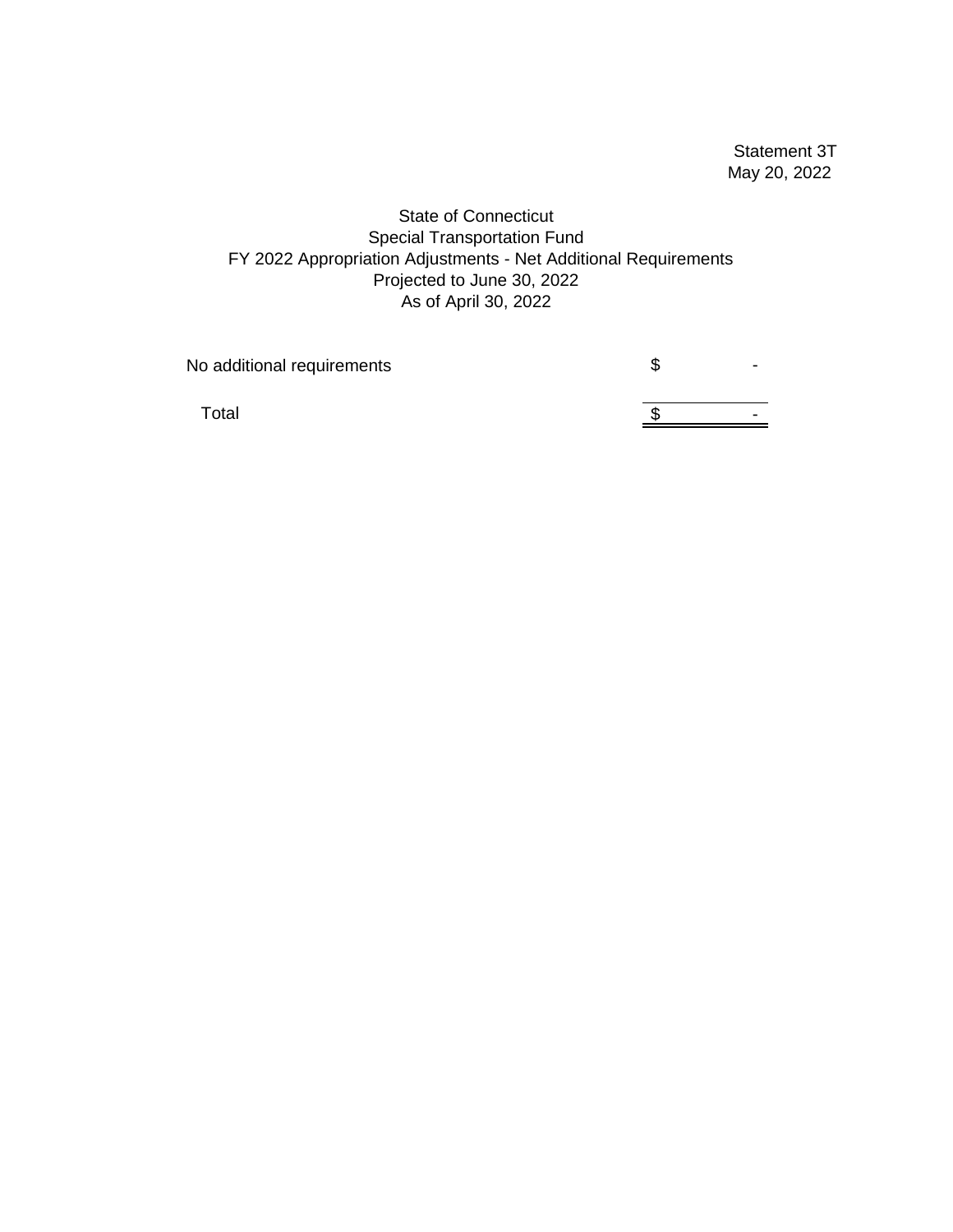Statement 3T
May 20, 2022

# State of Connecticut
## Special Transportation Fund
## FY 2022 Appropriation Adjustments - Net Additional Requirements
### Projected to June 30, 2022
### As of April 30, 2022

| | |
|---|---|
| No additional requirements | $ - |
| Total | $ - |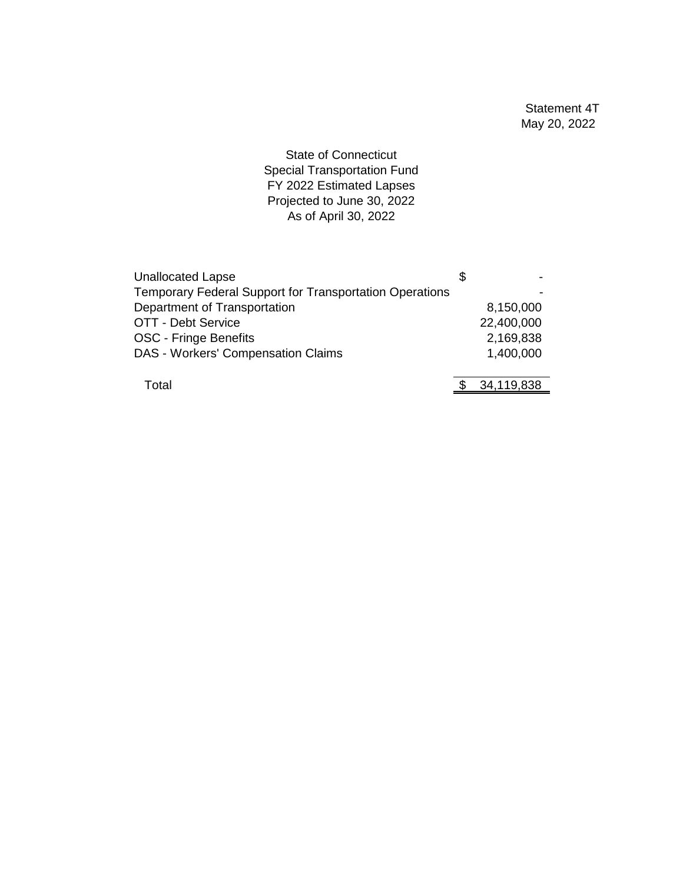Statement 4T
May 20, 2022

State of Connecticut
Special Transportation Fund
FY 2022 Estimated Lapses
Projected to June 30, 2022
As of April 30, 2022

| | |
|---|---|
| Unallocated Lapse | $ - |
| Temporary Federal Support for Transportation Operations | - |
| Department of Transportation | 8,150,000 |
| OTT - Debt Service | 22,400,000 |
| OSC - Fringe Benefits | 2,169,838 |
| DAS - Workers' Compensation Claims | 1,400,000 |
| Total | $ 34,119,838 |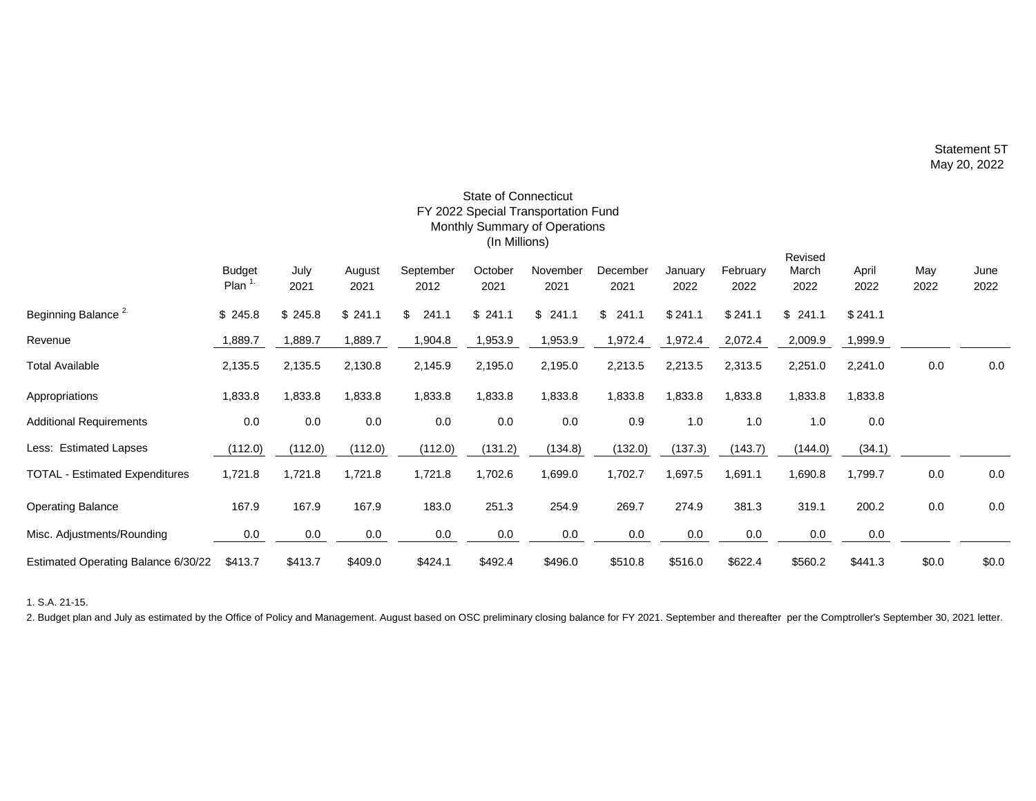Statement 5T
May 20, 2022

State of Connecticut
FY 2022 Special Transportation Fund
Monthly Summary of Operations
(In Millions)

| | Budget Plan [1.] | July 2021 | August 2021 | September 2012 | October 2021 | November 2021 | December 2021 | January 2022 | February 2022 | Revised March 2022 | April 2022 | May 2022 | June 2022 |
|---|---|---|---|---|---|---|---|---|---|---|---|---|---|
| Beginning Balance [2.] | $ 245.8 | $ 245.8 | $ 241.1 | $ 241.1 | $ 241.1 | $ 241.1 | $ 241.1 | $ 241.1 | $ 241.1 | $ 241.1 | $ 241.1 | | |
| Revenue | 1,889.7 | 1,889.7 | 1,889.7 | 1,904.8 | 1,953.9 | 1,953.9 | 1,972.4 | 1,972.4 | 2,072.4 | 2,009.9 | 1,999.9 | | |
| Total Available | 2,135.5 | 2,135.5 | 2,130.8 | 2,145.9 | 2,195.0 | 2,195.0 | 2,213.5 | 2,213.5 | 2,313.5 | 2,251.0 | 2,241.0 | 0.0 | 0.0 |
| Appropriations | 1,833.8 | 1,833.8 | 1,833.8 | 1,833.8 | 1,833.8 | 1,833.8 | 1,833.8 | 1,833.8 | 1,833.8 | 1,833.8 | 1,833.8 | | |
| Additional Requirements | 0.0 | 0.0 | 0.0 | 0.0 | 0.0 | 0.0 | 0.9 | 1.0 | 1.0 | 1.0 | 0.0 | | |
| Less: Estimated Lapses | (112.0) | (112.0) | (112.0) | (112.0) | (131.2) | (134.8) | (132.0) | (137.3) | (143.7) | (144.0) | (34.1) | | |
| TOTAL - Estimated Expenditures | 1,721.8 | 1,721.8 | 1,721.8 | 1,721.8 | 1,702.6 | 1,699.0 | 1,702.7 | 1,697.5 | 1,691.1 | 1,690.8 | 1,799.7 | 0.0 | 0.0 |
| Operating Balance | 167.9 | 167.9 | 167.9 | 183.0 | 251.3 | 254.9 | 269.7 | 274.9 | 381.3 | 319.1 | 200.2 | 0.0 | 0.0 |
| Misc. Adjustments/Rounding | 0.0 | 0.0 | 0.0 | 0.0 | 0.0 | 0.0 | 0.0 | 0.0 | 0.0 | 0.0 | 0.0 | | |
| Estimated Operating Balance 6/30/22 | $413.7 | $413.7 | $409.0 | $424.1 | $492.4 | $496.0 | $510.8 | $516.0 | $622.4 | $560.2 | $441.3 | $0.0 | $0.0 |

1. S.A. 21-15.

2. Budget plan and July as estimated by the Office of Policy and Management. August based on OSC preliminary closing balance for FY 2021. September and thereafter per the Comptroller's September 30, 2021 letter.